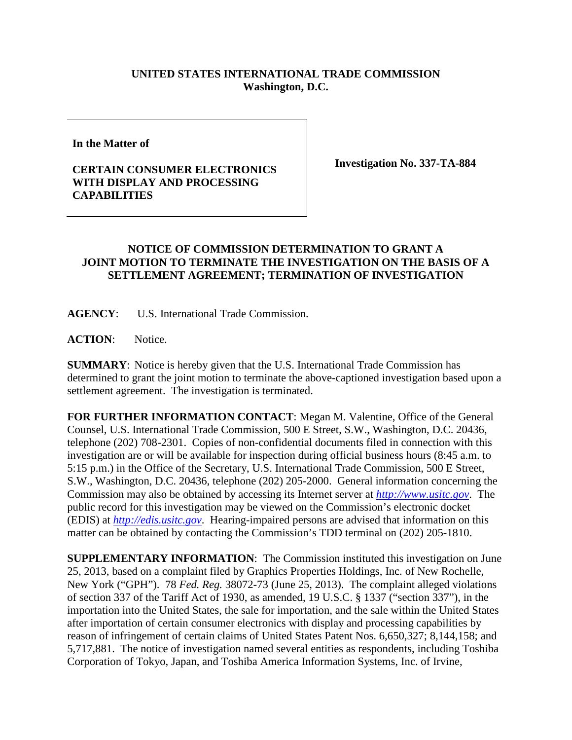**UNITED STATES INTERNATIONAL TRADE COMMISSION**
**Washington, D.C.**

| | |
|---|---|
| **In the Matter of**<br><br>**CERTAIN CONSUMER ELECTRONICS WITH DISPLAY AND PROCESSING CAPABILITIES** | **Investigation No. 337-TA-884** |

## NOTICE OF COMMISSION DETERMINATION TO GRANT A JOINT MOTION TO TERMINATE THE INVESTIGATION ON THE BASIS OF A SETTLEMENT AGREEMENT; TERMINATION OF INVESTIGATION

**AGENCY**: U.S. International Trade Commission.

**ACTION**: Notice.

**SUMMARY**: Notice is hereby given that the U.S. International Trade Commission has determined to grant the joint motion to terminate the above-captioned investigation based upon a settlement agreement. The investigation is terminated.

**FOR FURTHER INFORMATION CONTACT**: Megan M. Valentine, Office of the General Counsel, U.S. International Trade Commission, 500 E Street, S.W., Washington, D.C. 20436, telephone (202) 708-2301. Copies of non-confidential documents filed in connection with this investigation are or will be available for inspection during official business hours (8:45 a.m. to 5:15 p.m.) in the Office of the Secretary, U.S. International Trade Commission, 500 E Street, S.W., Washington, D.C. 20436, telephone (202) 205-2000. General information concerning the Commission may also be obtained by accessing its Internet server at *http://www.usitc.gov*. The public record for this investigation may be viewed on the Commission's electronic docket (EDIS) at *http://edis.usitc.gov*. Hearing-impaired persons are advised that information on this matter can be obtained by contacting the Commission's TDD terminal on (202) 205-1810.

**SUPPLEMENTARY INFORMATION**: The Commission instituted this investigation on June 25, 2013, based on a complaint filed by Graphics Properties Holdings, Inc. of New Rochelle, New York ("GPH"). 78 *Fed. Reg.* 38072-73 (June 25, 2013). The complaint alleged violations of section 337 of the Tariff Act of 1930, as amended, 19 U.S.C. § 1337 ("section 337"), in the importation into the United States, the sale for importation, and the sale within the United States after importation of certain consumer electronics with display and processing capabilities by reason of infringement of certain claims of United States Patent Nos. 6,650,327; 8,144,158; and 5,717,881. The notice of investigation named several entities as respondents, including Toshiba Corporation of Tokyo, Japan, and Toshiba America Information Systems, Inc. of Irvine,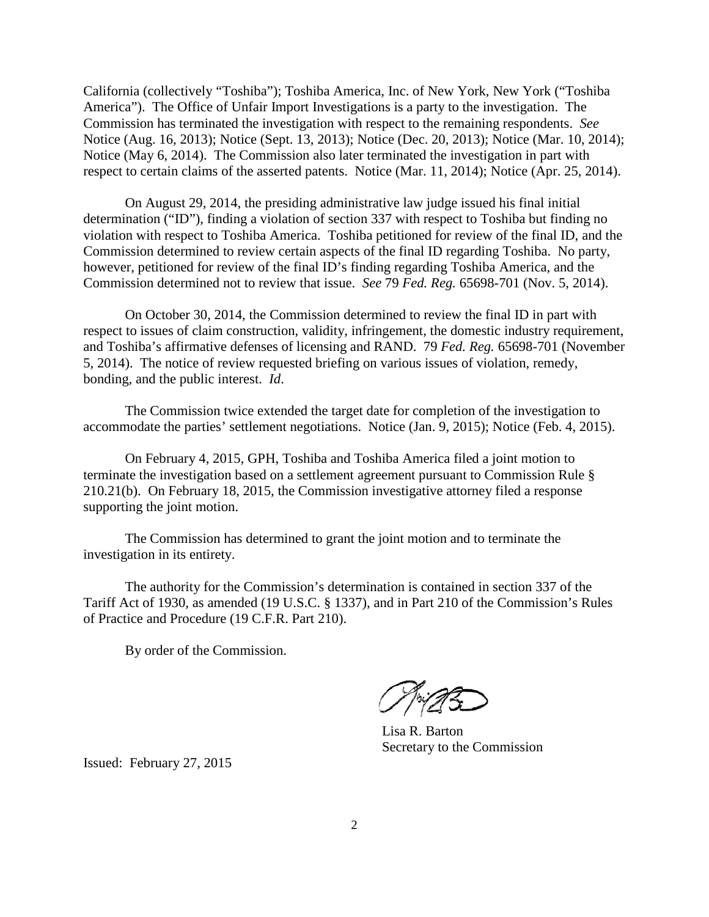California (collectively "Toshiba"); Toshiba America, Inc. of New York, New York ("Toshiba America"). The Office of Unfair Import Investigations is a party to the investigation. The Commission has terminated the investigation with respect to the remaining respondents. *See* Notice (Aug. 16, 2013); Notice (Sept. 13, 2013); Notice (Dec. 20, 2013); Notice (Mar. 10, 2014); Notice (May 6, 2014). The Commission also later terminated the investigation in part with respect to certain claims of the asserted patents. Notice (Mar. 11, 2014); Notice (Apr. 25, 2014).

On August 29, 2014, the presiding administrative law judge issued his final initial determination ("ID"), finding a violation of section 337 with respect to Toshiba but finding no violation with respect to Toshiba America. Toshiba petitioned for review of the final ID, and the Commission determined to review certain aspects of the final ID regarding Toshiba. No party, however, petitioned for review of the final ID's finding regarding Toshiba America, and the Commission determined not to review that issue. *See* 79 *Fed. Reg.* 65698-701 (Nov. 5, 2014).

On October 30, 2014, the Commission determined to review the final ID in part with respect to issues of claim construction, validity, infringement, the domestic industry requirement, and Toshiba's affirmative defenses of licensing and RAND. 79 *Fed. Reg.* 65698-701 (November 5, 2014). The notice of review requested briefing on various issues of violation, remedy, bonding, and the public interest. *Id*.

The Commission twice extended the target date for completion of the investigation to accommodate the parties' settlement negotiations. Notice (Jan. 9, 2015); Notice (Feb. 4, 2015).

On February 4, 2015, GPH, Toshiba and Toshiba America filed a joint motion to terminate the investigation based on a settlement agreement pursuant to Commission Rule § 210.21(b). On February 18, 2015, the Commission investigative attorney filed a response supporting the joint motion.

The Commission has determined to grant the joint motion and to terminate the investigation in its entirety.

The authority for the Commission's determination is contained in section 337 of the Tariff Act of 1930, as amended (19 U.S.C. § 1337), and in Part 210 of the Commission's Rules of Practice and Procedure (19 C.F.R. Part 210).

By order of the Commission.

Lisa R. Barton
Secretary to the Commission

Issued: February 27, 2015